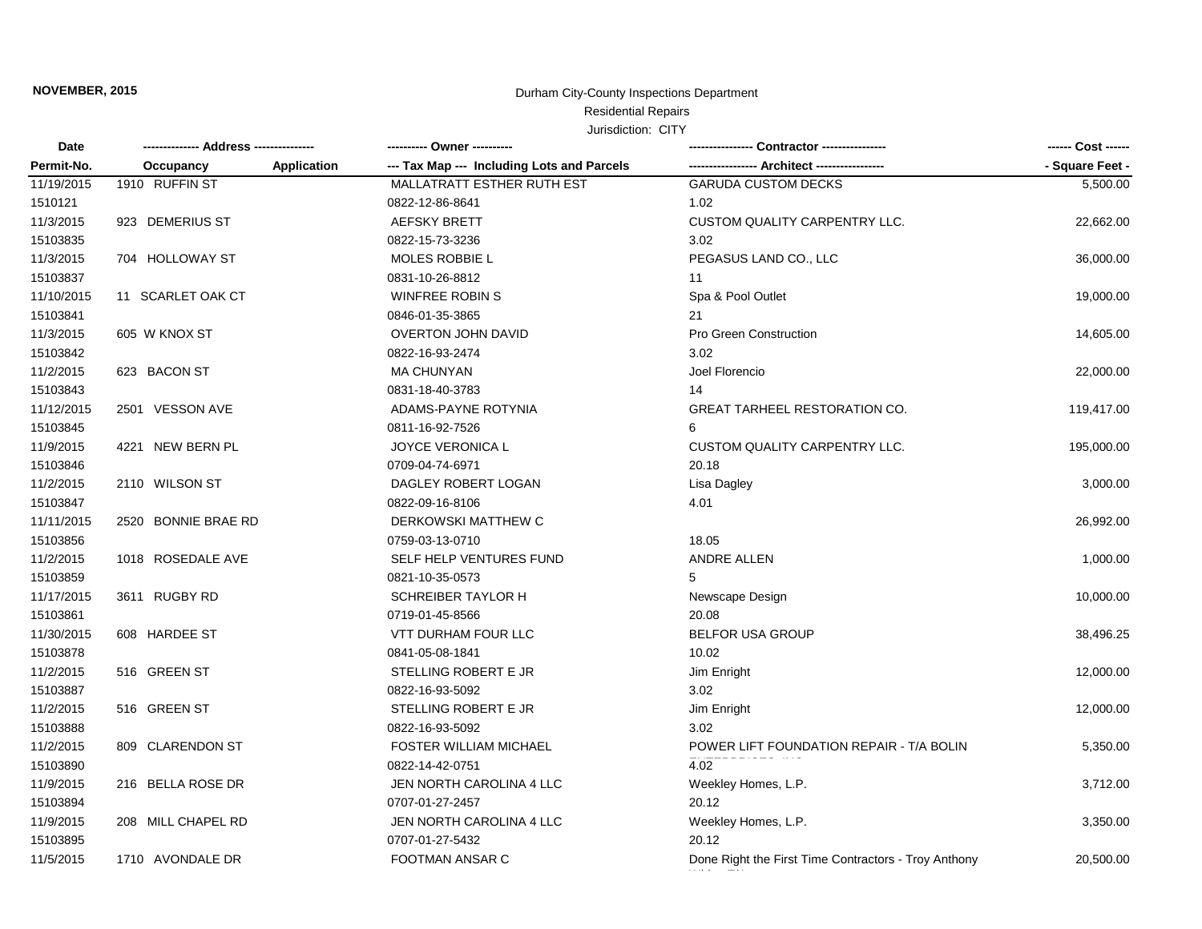**NOVEMBER, 2015**

Durham City-County Inspections Department

Residential Repairs

Jurisdiction: CITY

| Date / Permit-No. | Address / Occupancy | Application | Owner / Tax Map --- Including Lots and Parcels | Contractor / Architect | Cost / Square Feet |
|---|---|---|---|---|---|
| 11/19/2015 | 1910 RUFFIN ST | | MALLATRATT ESTHER RUTH EST | GARUDA CUSTOM DECKS | 5,500.00 |
| 1510121 | | | 0822-12-86-8641 | 1.02 | |
| 11/3/2015 | 923 DEMERIUS ST | | AEFSKY BRETT | CUSTOM QUALITY CARPENTRY LLC. | 22,662.00 |
| 15103835 | | | 0822-15-73-3236 | 3.02 | |
| 11/3/2015 | 704 HOLLOWAY ST | | MOLES ROBBIE L | PEGASUS LAND CO., LLC | 36,000.00 |
| 15103837 | | | 0831-10-26-8812 | 11 | |
| 11/10/2015 | 11 SCARLET OAK CT | | WINFREE ROBIN S | Spa & Pool Outlet | 19,000.00 |
| 15103841 | | | 0846-01-35-3865 | 21 | |
| 11/3/2015 | 605 W KNOX ST | | OVERTON JOHN DAVID | Pro Green Construction | 14,605.00 |
| 15103842 | | | 0822-16-93-2474 | 3.02 | |
| 11/2/2015 | 623 BACON ST | | MA CHUNYAN | Joel Florencio | 22,000.00 |
| 15103843 | | | 0831-18-40-3783 | 14 | |
| 11/12/2015 | 2501 VESSON AVE | | ADAMS-PAYNE ROTYNIA | GREAT TARHEEL RESTORATION CO. | 119,417.00 |
| 15103845 | | | 0811-16-92-7526 | 6 | |
| 11/9/2015 | 4221 NEW BERN PL | | JOYCE VERONICA L | CUSTOM QUALITY CARPENTRY LLC. | 195,000.00 |
| 15103846 | | | 0709-04-74-6971 | 20.18 | |
| 11/2/2015 | 2110 WILSON ST | | DAGLEY ROBERT LOGAN | Lisa Dagley | 3,000.00 |
| 15103847 | | | 0822-09-16-8106 | 4.01 | |
| 11/11/2015 | 2520 BONNIE BRAE RD | | DERKOWSKI MATTHEW C | | 26,992.00 |
| 15103856 | | | 0759-03-13-0710 | 18.05 | |
| 11/2/2015 | 1018 ROSEDALE AVE | | SELF HELP VENTURES FUND | ANDRE ALLEN | 1,000.00 |
| 15103859 | | | 0821-10-35-0573 | 5 | |
| 11/17/2015 | 3611 RUGBY RD | | SCHREIBER TAYLOR H | Newscape Design | 10,000.00 |
| 15103861 | | | 0719-01-45-8566 | 20.08 | |
| 11/30/2015 | 608 HARDEE ST | | VTT DURHAM FOUR LLC | BELFOR USA GROUP | 38,496.25 |
| 15103878 | | | 0841-05-08-1841 | 10.02 | |
| 11/2/2015 | 516 GREEN ST | | STELLING ROBERT E JR | Jim Enright | 12,000.00 |
| 15103887 | | | 0822-16-93-5092 | 3.02 | |
| 11/2/2015 | 516 GREEN ST | | STELLING ROBERT E JR | Jim Enright | 12,000.00 |
| 15103888 | | | 0822-16-93-5092 | 3.02 | |
| 11/2/2015 | 809 CLARENDON ST | | FOSTER WILLIAM MICHAEL | POWER LIFT FOUNDATION REPAIR - T/A BOLIN | 5,350.00 |
| 15103890 | | | 0822-14-42-0751 | 4.02 | |
| 11/9/2015 | 216 BELLA ROSE DR | | JEN NORTH CAROLINA 4 LLC | Weekley Homes, L.P. | 3,712.00 |
| 15103894 | | | 0707-01-27-2457 | 20.12 | |
| 11/9/2015 | 208 MILL CHAPEL RD | | JEN NORTH CAROLINA 4 LLC | Weekley Homes, L.P. | 3,350.00 |
| 15103895 | | | 0707-01-27-5432 | 20.12 | |
| 11/5/2015 | 1710 AVONDALE DR | | FOOTMAN ANSAR C | Done Right the First Time Contractors - Troy Anthony | 20,500.00 |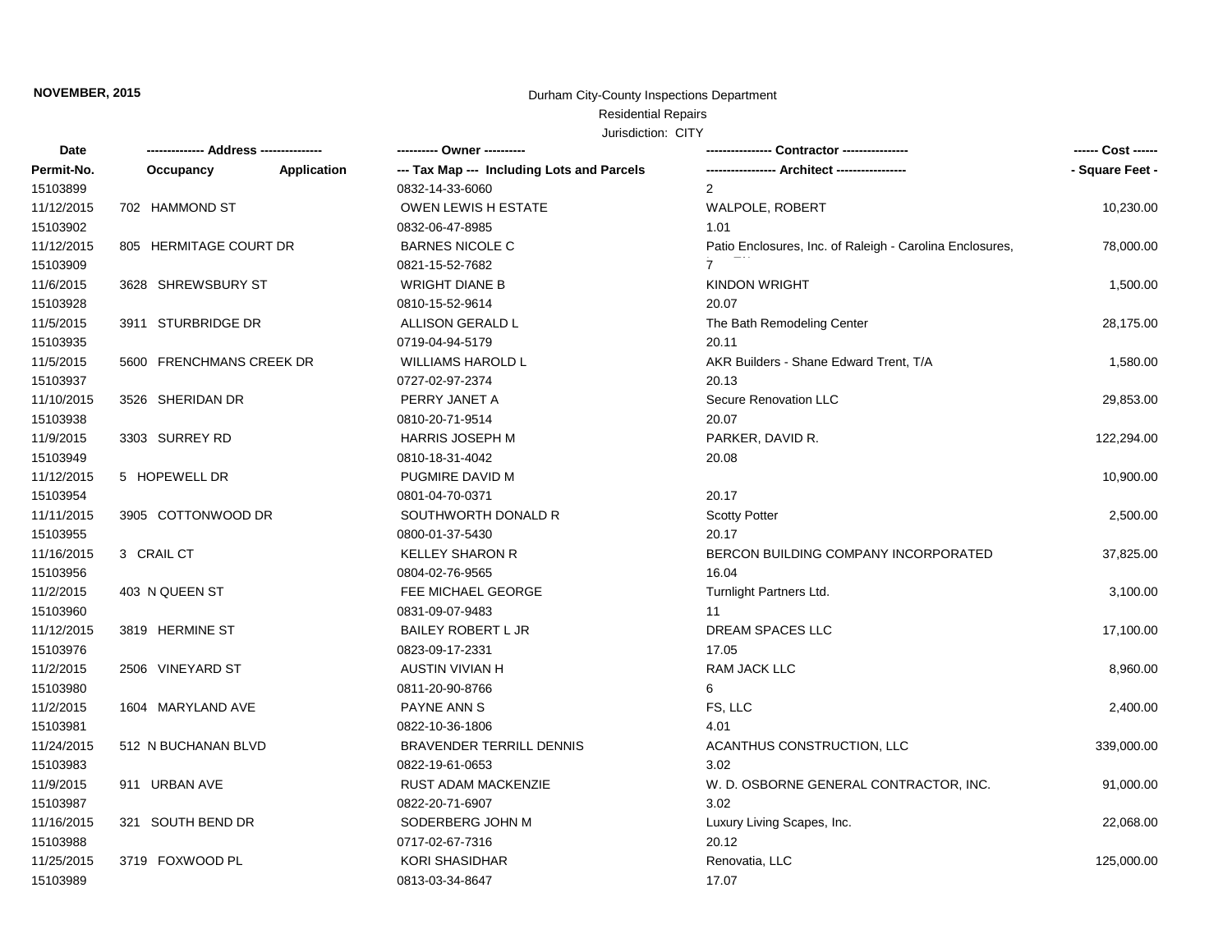**NOVEMBER, 2015**

Durham City-County Inspections Department

Residential Repairs

Jurisdiction: CITY

| Date | -------------- Address -------------- | | ---------- Owner ---------- | ---------------- Contractor ---------------- | ------ Cost ------ |
|---|---|---|---|---|---|
| Permit-No. | Occupancy | Application | --- Tax Map --- Including Lots and Parcels | ----------------- Architect ----------------- | - Square Feet - |
| 15103899 | | | 0832-14-33-6060 | 2 | |
| 11/12/2015 | 702 HAMMOND ST | | OWEN LEWIS H ESTATE | WALPOLE, ROBERT | 10,230.00 |
| 15103902 | | | 0832-06-47-8985 | 1.01 | |
| 11/12/2015 | 805 HERMITAGE COURT DR | | BARNES NICOLE C | Patio Enclosures, Inc. of Raleigh - Carolina Enclosures, | 78,000.00 |
| 15103909 | | | 0821-15-52-7682 | 7 | |
| 11/6/2015 | 3628 SHREWSBURY ST | | WRIGHT DIANE B | KINDON WRIGHT | 1,500.00 |
| 15103928 | | | 0810-15-52-9614 | 20.07 | |
| 11/5/2015 | 3911 STURBRIDGE DR | | ALLISON GERALD L | The Bath Remodeling Center | 28,175.00 |
| 15103935 | | | 0719-04-94-5179 | 20.11 | |
| 11/5/2015 | 5600 FRENCHMANS CREEK DR | | WILLIAMS HAROLD L | AKR Builders - Shane Edward Trent, T/A | 1,580.00 |
| 15103937 | | | 0727-02-97-2374 | 20.13 | |
| 11/10/2015 | 3526 SHERIDAN DR | | PERRY JANET A | Secure Renovation LLC | 29,853.00 |
| 15103938 | | | 0810-20-71-9514 | 20.07 | |
| 11/9/2015 | 3303 SURREY RD | | HARRIS JOSEPH M | PARKER, DAVID R. | 122,294.00 |
| 15103949 | | | 0810-18-31-4042 | 20.08 | |
| 11/12/2015 | 5 HOPEWELL DR | | PUGMIRE DAVID M | | 10,900.00 |
| 15103954 | | | 0801-04-70-0371 | 20.17 | |
| 11/11/2015 | 3905 COTTONWOOD DR | | SOUTHWORTH DONALD R | Scotty Potter | 2,500.00 |
| 15103955 | | | 0800-01-37-5430 | 20.17 | |
| 11/16/2015 | 3 CRAIL CT | | KELLEY SHARON R | BERCON BUILDING COMPANY INCORPORATED | 37,825.00 |
| 15103956 | | | 0804-02-76-9565 | 16.04 | |
| 11/2/2015 | 403 N QUEEN ST | | FEE MICHAEL GEORGE | Turnlight Partners Ltd. | 3,100.00 |
| 15103960 | | | 0831-09-07-9483 | 11 | |
| 11/12/2015 | 3819 HERMINE ST | | BAILEY ROBERT L JR | DREAM SPACES LLC | 17,100.00 |
| 15103976 | | | 0823-09-17-2331 | 17.05 | |
| 11/2/2015 | 2506 VINEYARD ST | | AUSTIN VIVIAN H | RAM JACK LLC | 8,960.00 |
| 15103980 | | | 0811-20-90-8766 | 6 | |
| 11/2/2015 | 1604 MARYLAND AVE | | PAYNE ANN S | FS, LLC | 2,400.00 |
| 15103981 | | | 0822-10-36-1806 | 4.01 | |
| 11/24/2015 | 512 N BUCHANAN BLVD | | BRAVENDER TERRILL DENNIS | ACANTHUS CONSTRUCTION, LLC | 339,000.00 |
| 15103983 | | | 0822-19-61-0653 | 3.02 | |
| 11/9/2015 | 911 URBAN AVE | | RUST ADAM MACKENZIE | W. D. OSBORNE GENERAL CONTRACTOR, INC. | 91,000.00 |
| 15103987 | | | 0822-20-71-6907 | 3.02 | |
| 11/16/2015 | 321 SOUTH BEND DR | | SODERBERG JOHN M | Luxury Living Scapes, Inc. | 22,068.00 |
| 15103988 | | | 0717-02-67-7316 | 20.12 | |
| 11/25/2015 | 3719 FOXWOOD PL | | KORI SHASIDHAR | Renovatia, LLC | 125,000.00 |
| 15103989 | | | 0813-03-34-8647 | 17.07 | |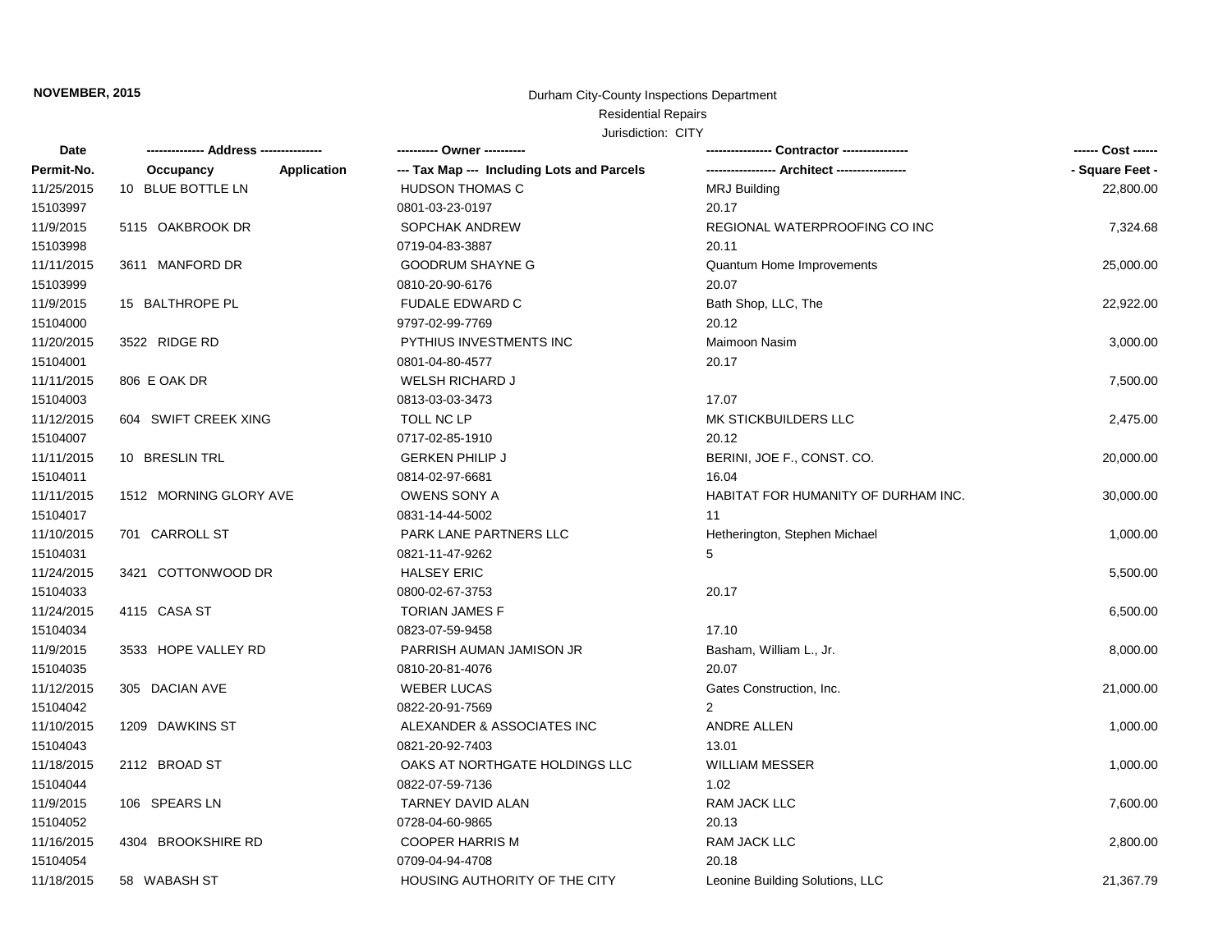**NOVEMBER, 2015**

Durham City-County Inspections Department

Residential Repairs

Jurisdiction: CITY

| Date / Permit-No. | Address / Occupancy / Application | Owner / Tax Map (Including Lots and Parcels) | Contractor / Architect | Cost / Square Feet |
|---|---|---|---|---|
| 11/25/2015 | 10 BLUE BOTTLE LN | HUDSON THOMAS C | MRJ Building | 22,800.00 |
| 15103997 | | 0801-03-23-0197 | 20.17 | |
| 11/9/2015 | 5115 OAKBROOK DR | SOPCHAK ANDREW | REGIONAL WATERPROOFING CO INC | 7,324.68 |
| 15103998 | | 0719-04-83-3887 | 20.11 | |
| 11/11/2015 | 3611 MANFORD DR | GOODRUM SHAYNE G | Quantum Home Improvements | 25,000.00 |
| 15103999 | | 0810-20-90-6176 | 20.07 | |
| 11/9/2015 | 15 BALTHROPE PL | FUDALE EDWARD C | Bath Shop, LLC, The | 22,922.00 |
| 15104000 | | 9797-02-99-7769 | 20.12 | |
| 11/20/2015 | 3522 RIDGE RD | PYTHIUS INVESTMENTS INC | Maimoon Nasim | 3,000.00 |
| 15104001 | | 0801-04-80-4577 | 20.17 | |
| 11/11/2015 | 806 E OAK DR | WELSH RICHARD J | | 7,500.00 |
| 15104003 | | 0813-03-03-3473 | 17.07 | |
| 11/12/2015 | 604 SWIFT CREEK XING | TOLL NC LP | MK STICKBUILDERS LLC | 2,475.00 |
| 15104007 | | 0717-02-85-1910 | 20.12 | |
| 11/11/2015 | 10 BRESLIN TRL | GERKEN PHILIP J | BERINI, JOE F., CONST. CO. | 20,000.00 |
| 15104011 | | 0814-02-97-6681 | 16.04 | |
| 11/11/2015 | 1512 MORNING GLORY AVE | OWENS SONY A | HABITAT FOR HUMANITY OF DURHAM INC. | 30,000.00 |
| 15104017 | | 0831-14-44-5002 | 11 | |
| 11/10/2015 | 701 CARROLL ST | PARK LANE PARTNERS LLC | Hetherington, Stephen Michael | 1,000.00 |
| 15104031 | | 0821-11-47-9262 | 5 | |
| 11/24/2015 | 3421 COTTONWOOD DR | HALSEY ERIC | | 5,500.00 |
| 15104033 | | 0800-02-67-3753 | 20.17 | |
| 11/24/2015 | 4115 CASA ST | TORIAN JAMES F | | 6,500.00 |
| 15104034 | | 0823-07-59-9458 | 17.10 | |
| 11/9/2015 | 3533 HOPE VALLEY RD | PARRISH AUMAN JAMISON JR | Basham, William L., Jr. | 8,000.00 |
| 15104035 | | 0810-20-81-4076 | 20.07 | |
| 11/12/2015 | 305 DACIAN AVE | WEBER LUCAS | Gates Construction, Inc. | 21,000.00 |
| 15104042 | | 0822-20-91-7569 | 2 | |
| 11/10/2015 | 1209 DAWKINS ST | ALEXANDER & ASSOCIATES INC | ANDRE ALLEN | 1,000.00 |
| 15104043 | | 0821-20-92-7403 | 13.01 | |
| 11/18/2015 | 2112 BROAD ST | OAKS AT NORTHGATE HOLDINGS LLC | WILLIAM MESSER | 1,000.00 |
| 15104044 | | 0822-07-59-7136 | 1.02 | |
| 11/9/2015 | 106 SPEARS LN | TARNEY DAVID ALAN | RAM JACK LLC | 7,600.00 |
| 15104052 | | 0728-04-60-9865 | 20.13 | |
| 11/16/2015 | 4304 BROOKSHIRE RD | COOPER HARRIS M | RAM JACK LLC | 2,800.00 |
| 15104054 | | 0709-04-94-4708 | 20.18 | |
| 11/18/2015 | 58 WABASH ST | HOUSING AUTHORITY OF THE CITY | Leonine Building Solutions, LLC | 21,367.79 |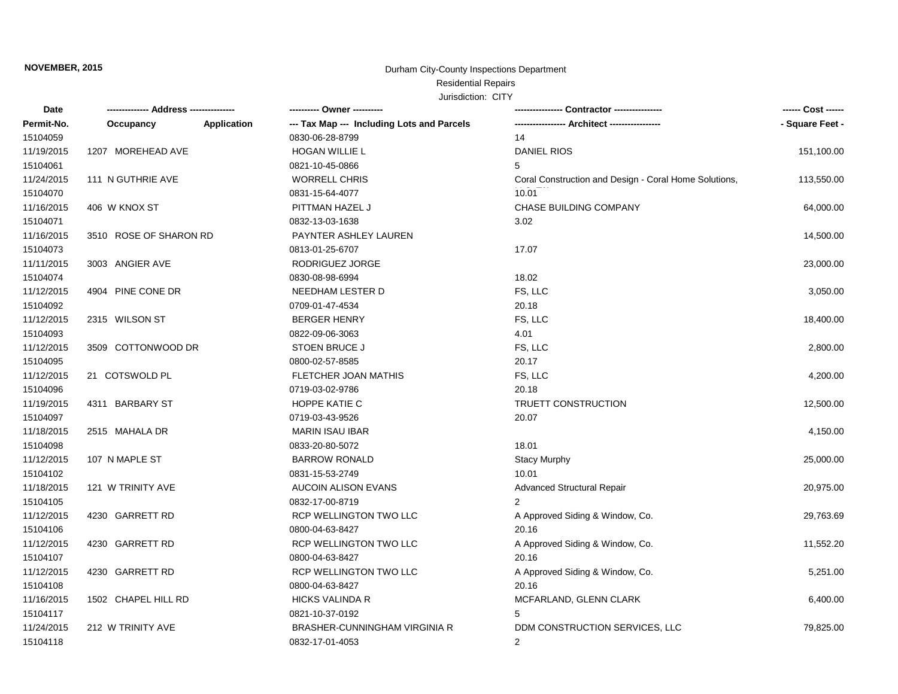**NOVEMBER, 2015**

Durham City-County Inspections Department

Residential Repairs

Jurisdiction: CITY

| Date | -------------- Address -------------- | | ---------- Owner ---------- | ---------------- Contractor ---------------- | ------ Cost ------ |
|---|---|---|---|---|---|
| Permit-No. | Occupancy | Application | --- Tax Map --- Including Lots and Parcels | ----------------- Architect ----------------- | - Square Feet - |
| 15104059 | | | 0830-06-28-8799 | 14 | |
| 11/19/2015 | 1207 MOREHEAD AVE | | HOGAN WILLIE L | DANIEL RIOS | 151,100.00 |
| 15104061 | | | 0821-10-45-0866 | 5 | |
| 11/24/2015 | 111 N GUTHRIE AVE | | WORRELL CHRIS | Coral Construction and Design - Coral Home Solutions, | 113,550.00 |
| 15104070 | | | 0831-15-64-4077 | 10.01 | |
| 11/16/2015 | 406 W KNOX ST | | PITTMAN HAZEL J | CHASE BUILDING COMPANY | 64,000.00 |
| 15104071 | | | 0832-13-03-1638 | 3.02 | |
| 11/16/2015 | 3510 ROSE OF SHARON RD | | PAYNTER ASHLEY LAUREN | | 14,500.00 |
| 15104073 | | | 0813-01-25-6707 | 17.07 | |
| 11/11/2015 | 3003 ANGIER AVE | | RODRIGUEZ JORGE | | 23,000.00 |
| 15104074 | | | 0830-08-98-6994 | 18.02 | |
| 11/12/2015 | 4904 PINE CONE DR | | NEEDHAM LESTER D | FS, LLC | 3,050.00 |
| 15104092 | | | 0709-01-47-4534 | 20.18 | |
| 11/12/2015 | 2315 WILSON ST | | BERGER HENRY | FS, LLC | 18,400.00 |
| 15104093 | | | 0822-09-06-3063 | 4.01 | |
| 11/12/2015 | 3509 COTTONWOOD DR | | STOEN BRUCE J | FS, LLC | 2,800.00 |
| 15104095 | | | 0800-02-57-8585 | 20.17 | |
| 11/12/2015 | 21 COTSWOLD PL | | FLETCHER JOAN MATHIS | FS, LLC | 4,200.00 |
| 15104096 | | | 0719-03-02-9786 | 20.18 | |
| 11/19/2015 | 4311 BARBARY ST | | HOPPE KATIE C | TRUETT CONSTRUCTION | 12,500.00 |
| 15104097 | | | 0719-03-43-9526 | 20.07 | |
| 11/18/2015 | 2515 MAHALA DR | | MARIN ISAU IBAR | | 4,150.00 |
| 15104098 | | | 0833-20-80-5072 | 18.01 | |
| 11/12/2015 | 107 N MAPLE ST | | BARROW RONALD | Stacy Murphy | 25,000.00 |
| 15104102 | | | 0831-15-53-2749 | 10.01 | |
| 11/18/2015 | 121 W TRINITY AVE | | AUCOIN ALISON EVANS | Advanced Structural Repair | 20,975.00 |
| 15104105 | | | 0832-17-00-8719 | 2 | |
| 11/12/2015 | 4230 GARRETT RD | | RCP WELLINGTON TWO LLC | A Approved Siding & Window, Co. | 29,763.69 |
| 15104106 | | | 0800-04-63-8427 | 20.16 | |
| 11/12/2015 | 4230 GARRETT RD | | RCP WELLINGTON TWO LLC | A Approved Siding & Window, Co. | 11,552.20 |
| 15104107 | | | 0800-04-63-8427 | 20.16 | |
| 11/12/2015 | 4230 GARRETT RD | | RCP WELLINGTON TWO LLC | A Approved Siding & Window, Co. | 5,251.00 |
| 15104108 | | | 0800-04-63-8427 | 20.16 | |
| 11/16/2015 | 1502 CHAPEL HILL RD | | HICKS VALINDA R | MCFARLAND, GLENN CLARK | 6,400.00 |
| 15104117 | | | 0821-10-37-0192 | 5 | |
| 11/24/2015 | 212 W TRINITY AVE | | BRASHER-CUNNINGHAM VIRGINIA R | DDM CONSTRUCTION SERVICES, LLC | 79,825.00 |
| 15104118 | | | 0832-17-01-4053 | 2 | |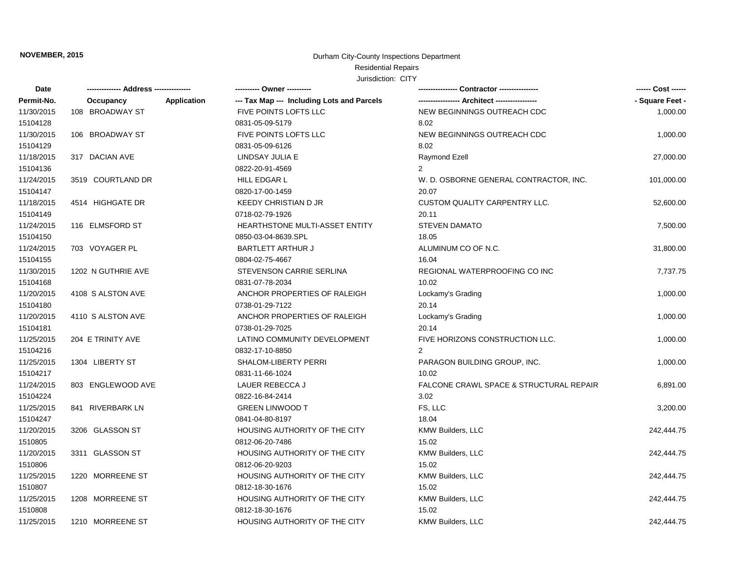**NOVEMBER, 2015**

Durham City-County Inspections Department

Residential Repairs

Jurisdiction: CITY

| Date | ------------- Address -------------- | | ---------- Owner ---------- | --------------- Contractor --------------- | ------ Cost ------ |
|---|---|---|---|---|---|
| Permit-No. | Occupancy | Application | --- Tax Map --- Including Lots and Parcels | ----------------- Architect ----------------- | - Square Feet - |
| 11/30/2015 | 108 BROADWAY ST | | FIVE POINTS LOFTS LLC | NEW BEGINNINGS OUTREACH CDC | 1,000.00 |
| 15104128 | | | 0831-05-09-5179 | 8.02 | |
| 11/30/2015 | 106 BROADWAY ST | | FIVE POINTS LOFTS LLC | NEW BEGINNINGS OUTREACH CDC | 1,000.00 |
| 15104129 | | | 0831-05-09-6126 | 8.02 | |
| 11/18/2015 | 317 DACIAN AVE | | LINDSAY JULIA E | Raymond Ezell | 27,000.00 |
| 15104136 | | | 0822-20-91-4569 | 2 | |
| 11/24/2015 | 3519 COURTLAND DR | | HILL EDGAR L | W. D. OSBORNE GENERAL CONTRACTOR, INC. | 101,000.00 |
| 15104147 | | | 0820-17-00-1459 | 20.07 | |
| 11/18/2015 | 4514 HIGHGATE DR | | KEEDY CHRISTIAN D JR | CUSTOM QUALITY CARPENTRY LLC. | 52,600.00 |
| 15104149 | | | 0718-02-79-1926 | 20.11 | |
| 11/24/2015 | 116 ELMSFORD ST | | HEARTHSTONE MULTI-ASSET ENTITY | STEVEN DAMATO | 7,500.00 |
| 15104150 | | | 0850-03-04-8639.SPL | 18.05 | |
| 11/24/2015 | 703 VOYAGER PL | | BARTLETT ARTHUR J | ALUMINUM CO OF N.C. | 31,800.00 |
| 15104155 | | | 0804-02-75-4667 | 16.04 | |
| 11/30/2015 | 1202 N GUTHRIE AVE | | STEVENSON CARRIE SERLINA | REGIONAL WATERPROOFING CO INC | 7,737.75 |
| 15104168 | | | 0831-07-78-2034 | 10.02 | |
| 11/20/2015 | 4108 S ALSTON AVE | | ANCHOR PROPERTIES OF RALEIGH | Lockamy's Grading | 1,000.00 |
| 15104180 | | | 0738-01-29-7122 | 20.14 | |
| 11/20/2015 | 4110 S ALSTON AVE | | ANCHOR PROPERTIES OF RALEIGH | Lockamy's Grading | 1,000.00 |
| 15104181 | | | 0738-01-29-7025 | 20.14 | |
| 11/25/2015 | 204 E TRINITY AVE | | LATINO COMMUNITY DEVELOPMENT | FIVE HORIZONS CONSTRUCTION LLC. | 1,000.00 |
| 15104216 | | | 0832-17-10-8850 | 2 | |
| 11/25/2015 | 1304 LIBERTY ST | | SHALOM-LIBERTY PERRI | PARAGON BUILDING GROUP, INC. | 1,000.00 |
| 15104217 | | | 0831-11-66-1024 | 10.02 | |
| 11/24/2015 | 803 ENGLEWOOD AVE | | LAUER REBECCA J | FALCONE CRAWL SPACE & STRUCTURAL REPAIR | 6,891.00 |
| 15104224 | | | 0822-16-84-2414 | 3.02 | |
| 11/25/2015 | 841 RIVERBARK LN | | GREEN LINWOOD T | FS, LLC | 3,200.00 |
| 15104247 | | | 0841-04-80-8197 | 18.04 | |
| 11/20/2015 | 3206 GLASSON ST | | HOUSING AUTHORITY OF THE CITY | KMW Builders, LLC | 242,444.75 |
| 1510805 | | | 0812-06-20-7486 | 15.02 | |
| 11/20/2015 | 3311 GLASSON ST | | HOUSING AUTHORITY OF THE CITY | KMW Builders, LLC | 242,444.75 |
| 1510806 | | | 0812-06-20-9203 | 15.02 | |
| 11/25/2015 | 1220 MORREENE ST | | HOUSING AUTHORITY OF THE CITY | KMW Builders, LLC | 242,444.75 |
| 1510807 | | | 0812-18-30-1676 | 15.02 | |
| 11/25/2015 | 1208 MORREENE ST | | HOUSING AUTHORITY OF THE CITY | KMW Builders, LLC | 242,444.75 |
| 1510808 | | | 0812-18-30-1676 | 15.02 | |
| 11/25/2015 | 1210 MORREENE ST | | HOUSING AUTHORITY OF THE CITY | KMW Builders, LLC | 242,444.75 |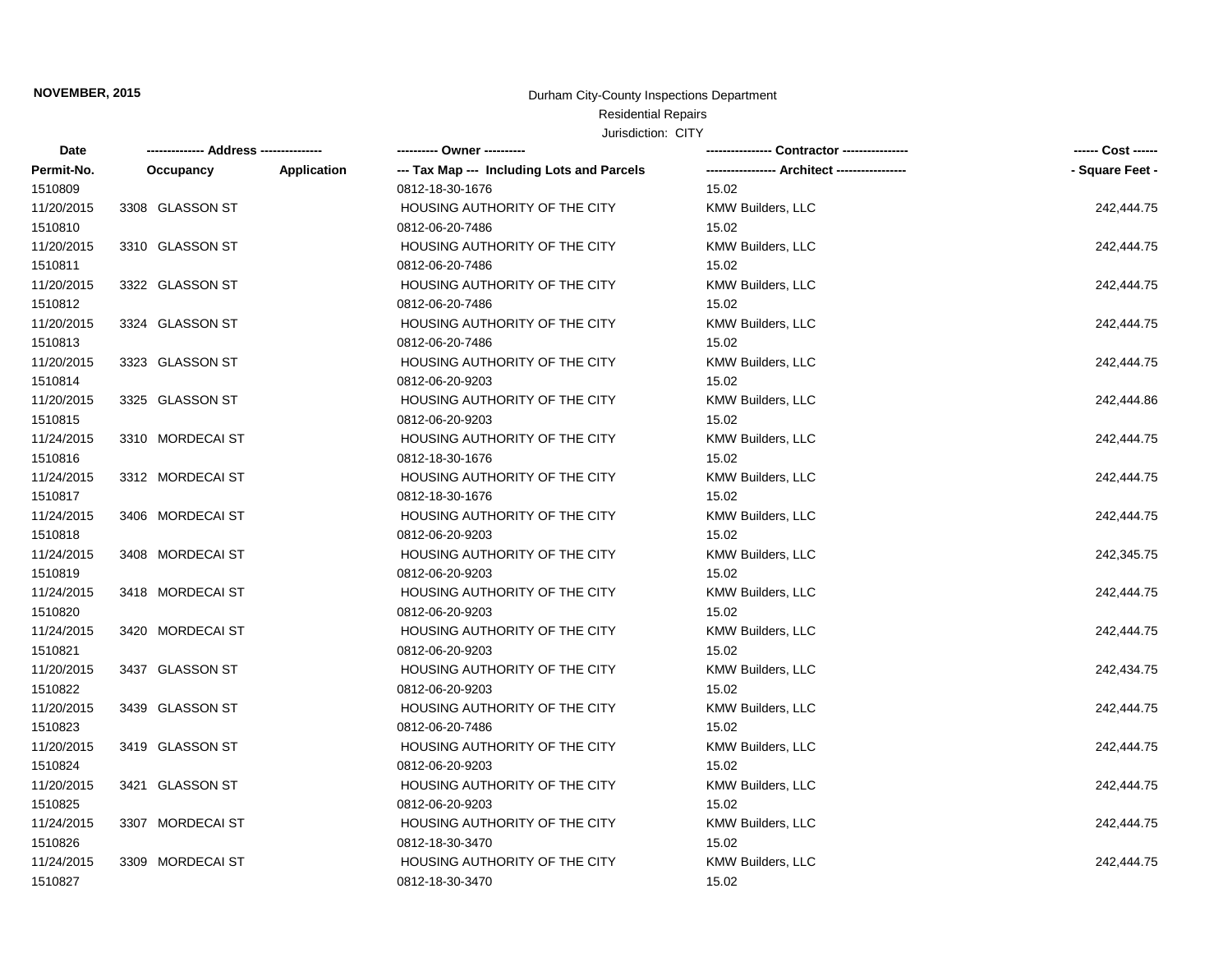**NOVEMBER, 2015**

Durham City-County Inspections Department
Residential Repairs
Jurisdiction: CITY

| Date | -------------- Address -------------- | | ---------- Owner ---------- | ---------------- Contractor ---------------- | ------ Cost ------ |
|---|---|---|---|---|---|
| Permit-No. | Occupancy | Application | --- Tax Map --- Including Lots and Parcels | ----------------- Architect ----------------- | - Square Feet - |
| 1510809 | | | 0812-18-30-1676 | 15.02 | |
| 11/20/2015 | 3308 GLASSON ST | | HOUSING AUTHORITY OF THE CITY | KMW Builders, LLC | 242,444.75 |
| 1510810 | | | 0812-06-20-7486 | 15.02 | |
| 11/20/2015 | 3310 GLASSON ST | | HOUSING AUTHORITY OF THE CITY | KMW Builders, LLC | 242,444.75 |
| 1510811 | | | 0812-06-20-7486 | 15.02 | |
| 11/20/2015 | 3322 GLASSON ST | | HOUSING AUTHORITY OF THE CITY | KMW Builders, LLC | 242,444.75 |
| 1510812 | | | 0812-06-20-7486 | 15.02 | |
| 11/20/2015 | 3324 GLASSON ST | | HOUSING AUTHORITY OF THE CITY | KMW Builders, LLC | 242,444.75 |
| 1510813 | | | 0812-06-20-7486 | 15.02 | |
| 11/20/2015 | 3323 GLASSON ST | | HOUSING AUTHORITY OF THE CITY | KMW Builders, LLC | 242,444.75 |
| 1510814 | | | 0812-06-20-9203 | 15.02 | |
| 11/20/2015 | 3325 GLASSON ST | | HOUSING AUTHORITY OF THE CITY | KMW Builders, LLC | 242,444.86 |
| 1510815 | | | 0812-06-20-9203 | 15.02 | |
| 11/24/2015 | 3310 MORDECAI ST | | HOUSING AUTHORITY OF THE CITY | KMW Builders, LLC | 242,444.75 |
| 1510816 | | | 0812-18-30-1676 | 15.02 | |
| 11/24/2015 | 3312 MORDECAI ST | | HOUSING AUTHORITY OF THE CITY | KMW Builders, LLC | 242,444.75 |
| 1510817 | | | 0812-18-30-1676 | 15.02 | |
| 11/24/2015 | 3406 MORDECAI ST | | HOUSING AUTHORITY OF THE CITY | KMW Builders, LLC | 242,444.75 |
| 1510818 | | | 0812-06-20-9203 | 15.02 | |
| 11/24/2015 | 3408 MORDECAI ST | | HOUSING AUTHORITY OF THE CITY | KMW Builders, LLC | 242,345.75 |
| 1510819 | | | 0812-06-20-9203 | 15.02 | |
| 11/24/2015 | 3418 MORDECAI ST | | HOUSING AUTHORITY OF THE CITY | KMW Builders, LLC | 242,444.75 |
| 1510820 | | | 0812-06-20-9203 | 15.02 | |
| 11/24/2015 | 3420 MORDECAI ST | | HOUSING AUTHORITY OF THE CITY | KMW Builders, LLC | 242,444.75 |
| 1510821 | | | 0812-06-20-9203 | 15.02 | |
| 11/20/2015 | 3437 GLASSON ST | | HOUSING AUTHORITY OF THE CITY | KMW Builders, LLC | 242,434.75 |
| 1510822 | | | 0812-06-20-9203 | 15.02 | |
| 11/20/2015 | 3439 GLASSON ST | | HOUSING AUTHORITY OF THE CITY | KMW Builders, LLC | 242,444.75 |
| 1510823 | | | 0812-06-20-7486 | 15.02 | |
| 11/20/2015 | 3419 GLASSON ST | | HOUSING AUTHORITY OF THE CITY | KMW Builders, LLC | 242,444.75 |
| 1510824 | | | 0812-06-20-9203 | 15.02 | |
| 11/20/2015 | 3421 GLASSON ST | | HOUSING AUTHORITY OF THE CITY | KMW Builders, LLC | 242,444.75 |
| 1510825 | | | 0812-06-20-9203 | 15.02 | |
| 11/24/2015 | 3307 MORDECAI ST | | HOUSING AUTHORITY OF THE CITY | KMW Builders, LLC | 242,444.75 |
| 1510826 | | | 0812-18-30-3470 | 15.02 | |
| 11/24/2015 | 3309 MORDECAI ST | | HOUSING AUTHORITY OF THE CITY | KMW Builders, LLC | 242,444.75 |
| 1510827 | | | 0812-18-30-3470 | 15.02 | |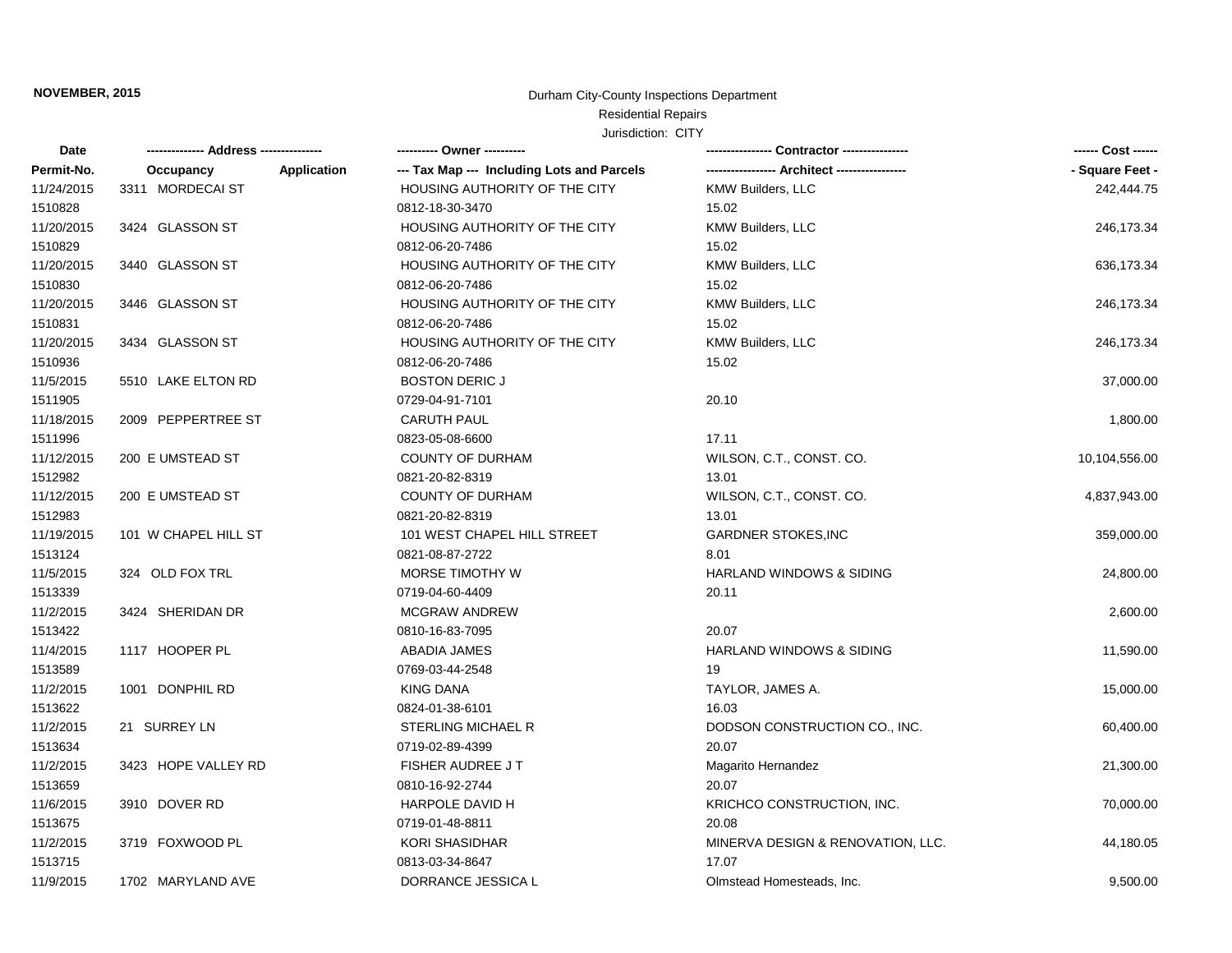**NOVEMBER, 2015**

Durham City-County Inspections Department

Residential Repairs

Jurisdiction: CITY

| Date | ------------- Address -------------- | | ---------- Owner ---------- | --------------- Contractor --------------- | ------ Cost ------ |
|---|---|---|---|---|---|
| Permit-No. | Occupancy | Application | --- Tax Map --- Including Lots and Parcels | ---------------- Architect ---------------- | - Square Feet - |
| 11/24/2015 | 3311 MORDECAI ST | | HOUSING AUTHORITY OF THE CITY | KMW Builders, LLC | 242,444.75 |
| 1510828 | | | 0812-18-30-3470 | 15.02 | |
| 11/20/2015 | 3424 GLASSON ST | | HOUSING AUTHORITY OF THE CITY | KMW Builders, LLC | 246,173.34 |
| 1510829 | | | 0812-06-20-7486 | 15.02 | |
| 11/20/2015 | 3440 GLASSON ST | | HOUSING AUTHORITY OF THE CITY | KMW Builders, LLC | 636,173.34 |
| 1510830 | | | 0812-06-20-7486 | 15.02 | |
| 11/20/2015 | 3446 GLASSON ST | | HOUSING AUTHORITY OF THE CITY | KMW Builders, LLC | 246,173.34 |
| 1510831 | | | 0812-06-20-7486 | 15.02 | |
| 11/20/2015 | 3434 GLASSON ST | | HOUSING AUTHORITY OF THE CITY | KMW Builders, LLC | 246,173.34 |
| 1510936 | | | 0812-06-20-7486 | 15.02 | |
| 11/5/2015 | 5510 LAKE ELTON RD | | BOSTON DERIC J | | 37,000.00 |
| 1511905 | | | 0729-04-91-7101 | 20.10 | |
| 11/18/2015 | 2009 PEPPERTREE ST | | CARUTH PAUL | | 1,800.00 |
| 1511996 | | | 0823-05-08-6600 | 17.11 | |
| 11/12/2015 | 200 E UMSTEAD ST | | COUNTY OF DURHAM | WILSON, C.T., CONST. CO. | 10,104,556.00 |
| 1512982 | | | 0821-20-82-8319 | 13.01 | |
| 11/12/2015 | 200 E UMSTEAD ST | | COUNTY OF DURHAM | WILSON, C.T., CONST. CO. | 4,837,943.00 |
| 1512983 | | | 0821-20-82-8319 | 13.01 | |
| 11/19/2015 | 101 W CHAPEL HILL ST | | 101 WEST CHAPEL HILL STREET | GARDNER STOKES,INC | 359,000.00 |
| 1513124 | | | 0821-08-87-2722 | 8.01 | |
| 11/5/2015 | 324 OLD FOX TRL | | MORSE TIMOTHY W | HARLAND WINDOWS & SIDING | 24,800.00 |
| 1513339 | | | 0719-04-60-4409 | 20.11 | |
| 11/2/2015 | 3424 SHERIDAN DR | | MCGRAW ANDREW | | 2,600.00 |
| 1513422 | | | 0810-16-83-7095 | 20.07 | |
| 11/4/2015 | 1117 HOOPER PL | | ABADIA JAMES | HARLAND WINDOWS & SIDING | 11,590.00 |
| 1513589 | | | 0769-03-44-2548 | 19 | |
| 11/2/2015 | 1001 DONPHIL RD | | KING DANA | TAYLOR, JAMES A. | 15,000.00 |
| 1513622 | | | 0824-01-38-6101 | 16.03 | |
| 11/2/2015 | 21 SURREY LN | | STERLING MICHAEL R | DODSON CONSTRUCTION CO., INC. | 60,400.00 |
| 1513634 | | | 0719-02-89-4399 | 20.07 | |
| 11/2/2015 | 3423 HOPE VALLEY RD | | FISHER AUDREE J T | Magarito Hernandez | 21,300.00 |
| 1513659 | | | 0810-16-92-2744 | 20.07 | |
| 11/6/2015 | 3910 DOVER RD | | HARPOLE DAVID H | KRICHCO CONSTRUCTION, INC. | 70,000.00 |
| 1513675 | | | 0719-01-48-8811 | 20.08 | |
| 11/2/2015 | 3719 FOXWOOD PL | | KORI SHASIDHAR | MINERVA DESIGN & RENOVATION, LLC. | 44,180.05 |
| 1513715 | | | 0813-03-34-8647 | 17.07 | |
| 11/9/2015 | 1702 MARYLAND AVE | | DORRANCE JESSICA L | Olmstead Homesteads, Inc. | 9,500.00 |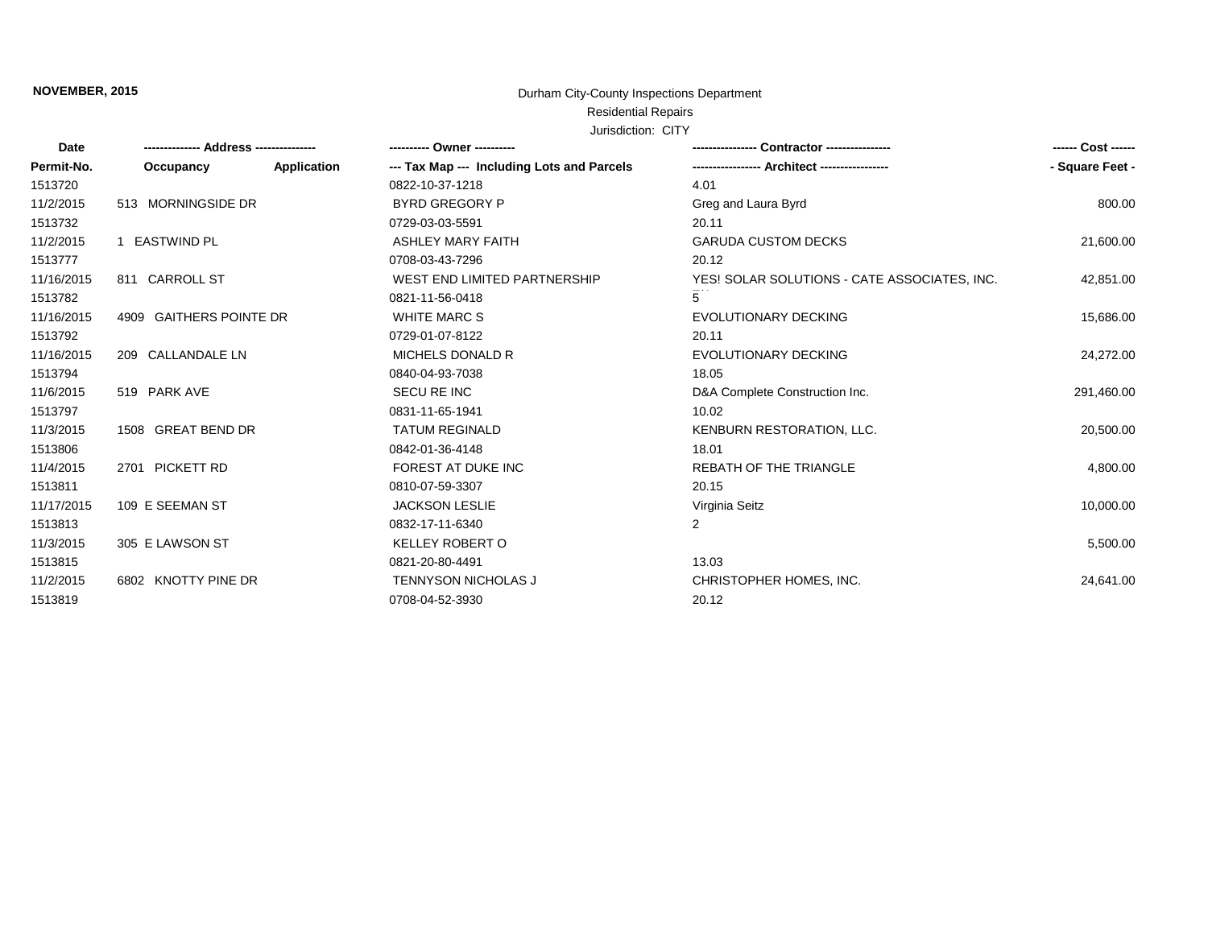**NOVEMBER, 2015**

Durham City-County Inspections Department
Residential Repairs
Jurisdiction: CITY

| Date | -------------- Address --------------- | | ---------- Owner ---------- | ---------------- Contractor ---------------- | ------ Cost ------ |
|---|---|---|---|---|---|
| Permit-No. | Occupancy | Application | --- Tax Map --- Including Lots and Parcels | ----------------- Architect ----------------- | - Square Feet - |
| 1513720 | | | 0822-10-37-1218 | 4.01 | |
| 11/2/2015 | 513 MORNINGSIDE DR | | BYRD GREGORY P | Greg and Laura Byrd | 800.00 |
| 1513732 | | | 0729-03-03-5591 | 20.11 | |
| 11/2/2015 | 1 EASTWIND PL | | ASHLEY MARY FAITH | GARUDA CUSTOM DECKS | 21,600.00 |
| 1513777 | | | 0708-03-43-7296 | 20.12 | |
| 11/16/2015 | 811 CARROLL ST | | WEST END LIMITED PARTNERSHIP | YES! SOLAR SOLUTIONS - CATE ASSOCIATES, INC. | 42,851.00 |
| 1513782 | | | 0821-11-56-0418 | 5 | |
| 11/16/2015 | 4909 GAITHERS POINTE DR | | WHITE MARC S | EVOLUTIONARY DECKING | 15,686.00 |
| 1513792 | | | 0729-01-07-8122 | 20.11 | |
| 11/16/2015 | 209 CALLANDALE LN | | MICHELS DONALD R | EVOLUTIONARY DECKING | 24,272.00 |
| 1513794 | | | 0840-04-93-7038 | 18.05 | |
| 11/6/2015 | 519 PARK AVE | | SECU RE INC | D&A Complete Construction Inc. | 291,460.00 |
| 1513797 | | | 0831-11-65-1941 | 10.02 | |
| 11/3/2015 | 1508 GREAT BEND DR | | TATUM REGINALD | KENBURN RESTORATION, LLC. | 20,500.00 |
| 1513806 | | | 0842-01-36-4148 | 18.01 | |
| 11/4/2015 | 2701 PICKETT RD | | FOREST AT DUKE INC | REBATH OF THE TRIANGLE | 4,800.00 |
| 1513811 | | | 0810-07-59-3307 | 20.15 | |
| 11/17/2015 | 109 E SEEMAN ST | | JACKSON LESLIE | Virginia Seitz | 10,000.00 |
| 1513813 | | | 0832-17-11-6340 | 2 | |
| 11/3/2015 | 305 E LAWSON ST | | KELLEY ROBERT O | | 5,500.00 |
| 1513815 | | | 0821-20-80-4491 | 13.03 | |
| 11/2/2015 | 6802 KNOTTY PINE DR | | TENNYSON NICHOLAS J | CHRISTOPHER HOMES, INC. | 24,641.00 |
| 1513819 | | | 0708-04-52-3930 | 20.12 | |